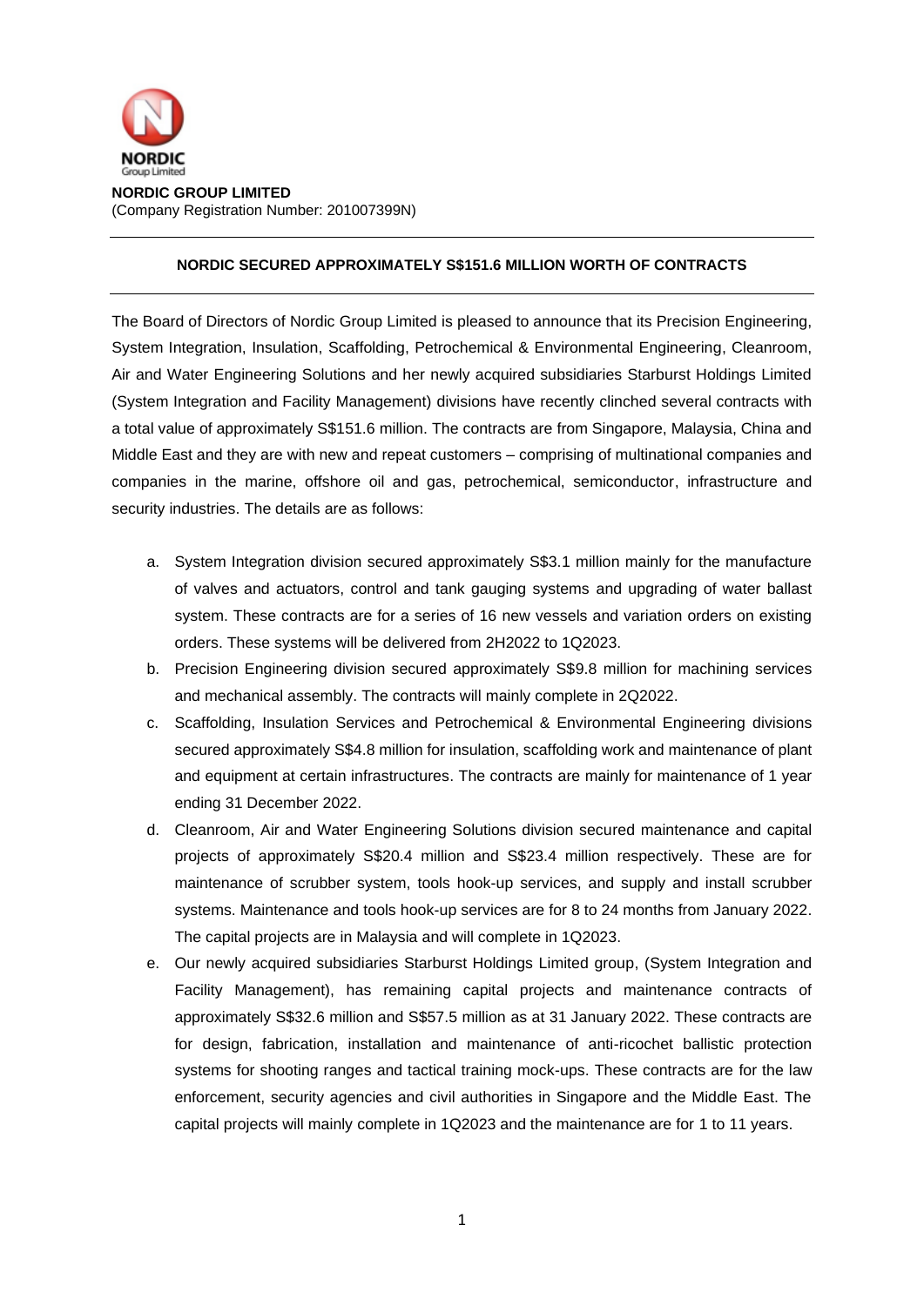**NORDIC GROUP LIMITED**
(Company Registration Number: 201007399N)

---

**NORDIC SECURED APPROXIMATELY S$151.6 MILLION WORTH OF CONTRACTS**

---

The Board of Directors of Nordic Group Limited is pleased to announce that its Precision Engineering, System Integration, Insulation, Scaffolding, Petrochemical & Environmental Engineering, Cleanroom, Air and Water Engineering Solutions and her newly acquired subsidiaries Starburst Holdings Limited (System Integration and Facility Management) divisions have recently clinched several contracts with a total value of approximately S$151.6 million. The contracts are from Singapore, Malaysia, China and Middle East and they are with new and repeat customers – comprising of multinational companies and companies in the marine, offshore oil and gas, petrochemical, semiconductor, infrastructure and security industries. The details are as follows:

a. System Integration division secured approximately S$3.1 million mainly for the manufacture of valves and actuators, control and tank gauging systems and upgrading of water ballast system. These contracts are for a series of 16 new vessels and variation orders on existing orders. These systems will be delivered from 2H2022 to 1Q2023.

b. Precision Engineering division secured approximately S$9.8 million for machining services and mechanical assembly. The contracts will mainly complete in 2Q2022.

c. Scaffolding, Insulation Services and Petrochemical & Environmental Engineering divisions secured approximately S$4.8 million for insulation, scaffolding work and maintenance of plant and equipment at certain infrastructures. The contracts are mainly for maintenance of 1 year ending 31 December 2022.

d. Cleanroom, Air and Water Engineering Solutions division secured maintenance and capital projects of approximately S$20.4 million and S$23.4 million respectively. These are for maintenance of scrubber system, tools hook-up services, and supply and install scrubber systems. Maintenance and tools hook-up services are for 8 to 24 months from January 2022. The capital projects are in Malaysia and will complete in 1Q2023.

e. Our newly acquired subsidiaries Starburst Holdings Limited group, (System Integration and Facility Management), has remaining capital projects and maintenance contracts of approximately S$32.6 million and S$57.5 million as at 31 January 2022. These contracts are for design, fabrication, installation and maintenance of anti-ricochet ballistic protection systems for shooting ranges and tactical training mock-ups. These contracts are for the law enforcement, security agencies and civil authorities in Singapore and the Middle East. The capital projects will mainly complete in 1Q2023 and the maintenance are for 1 to 11 years.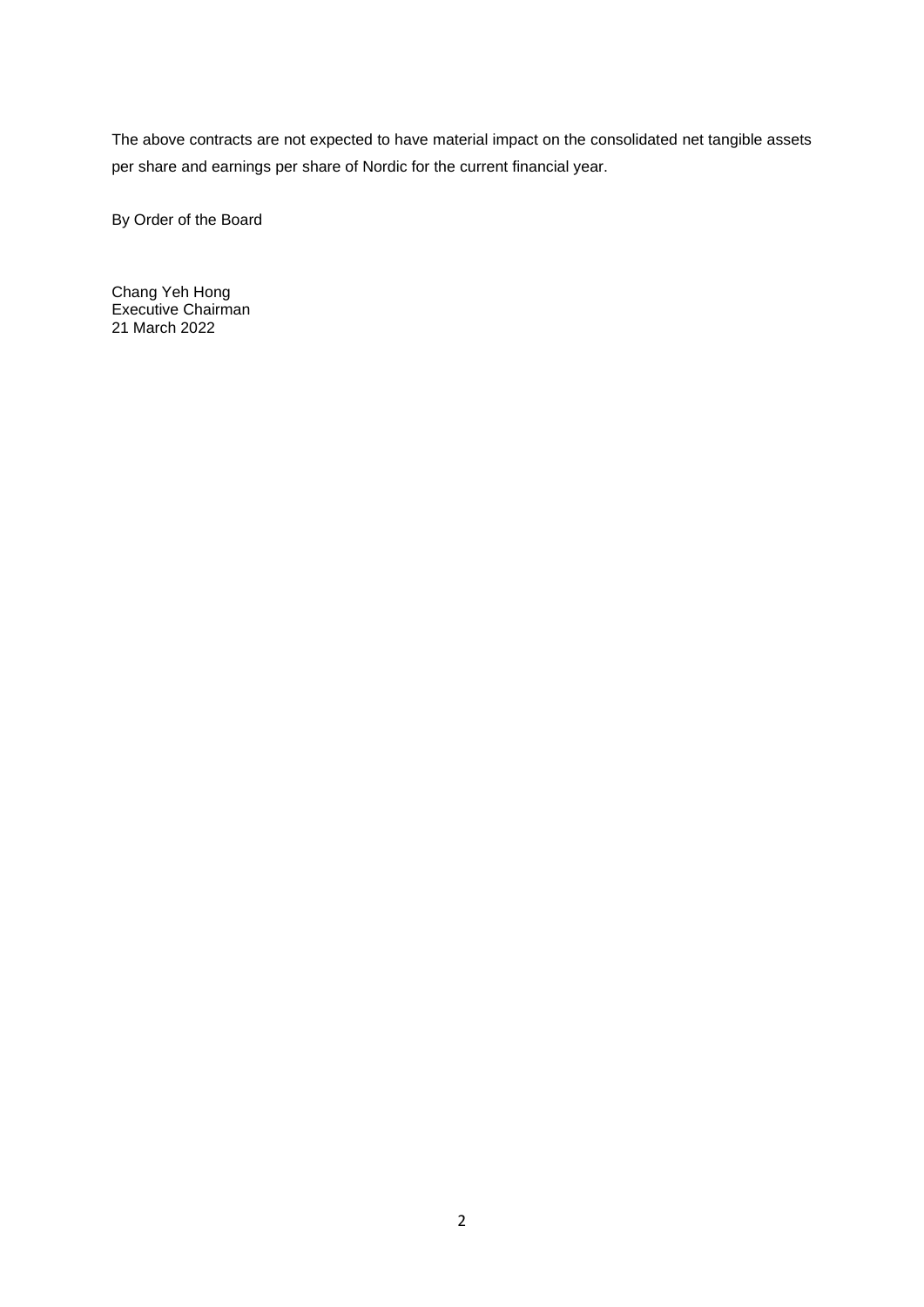The above contracts are not expected to have material impact on the consolidated net tangible assets per share and earnings per share of Nordic for the current financial year.

By Order of the Board

Chang Yeh Hong  
Executive Chairman  
21 March 2022